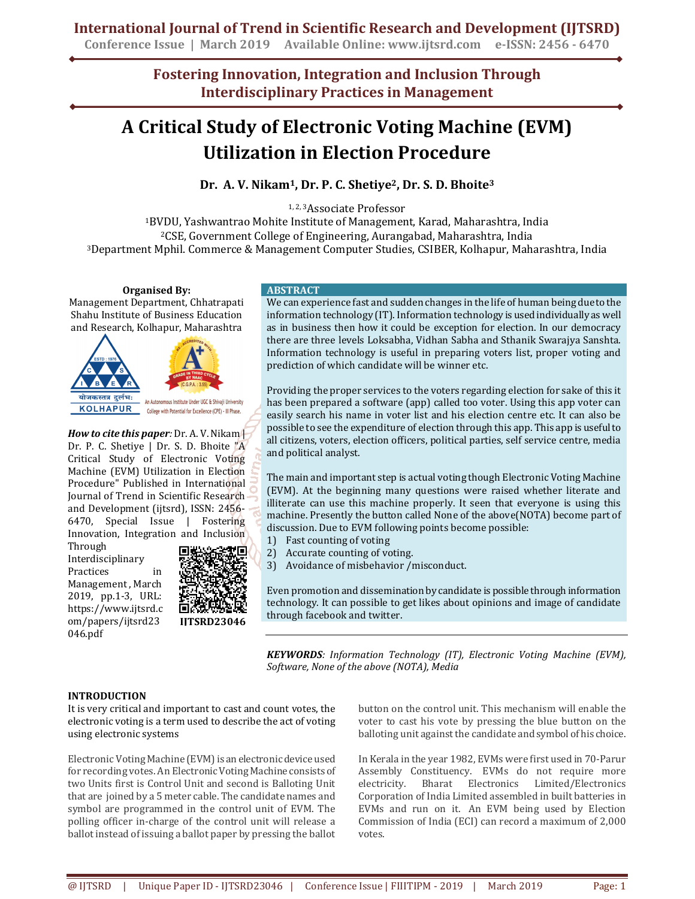# A Critical Study of Electronic Voting Machine (EVM) Utilization in Election Procedure

**Dr. A. V. Nikam[1], Dr. P. C. Shetiye[2], Dr. S. D. Bhoite[3]**

[1, 2, 3]Associate Professor

[1]BVDU, Yashwantrao Mohite Institute of Management, Karad, Maharashtra, India
[2]CSE, Government College of Engineering, Aurangabad, Maharashtra, India
[3]Department Mphil. Commerce & Management Computer Studies, CSIBER, Kolhapur, Maharashtra, India

**Organised By:**
Management Department, Chhatrapati Shahu Institute of Business Education and Research, Kolhapur, Maharashtra

***How to cite this paper:*** Dr. A. V. Nikam | Dr. P. C. Shetiye | Dr. S. D. Bhoite "A Critical Study of Electronic Voting Machine (EVM) Utilization in Election Procedure" Published in International Journal of Trend in Scientific Research and Development (ijtsrd), ISSN: 2456-6470, Special Issue | Fostering Innovation, Integration and Inclusion Through Interdisciplinary Practices in Management, March 2019, pp.1-3, URL: https://www.ijtsrd.com/papers/ijtsrd23046.pdf

IJTSRD23046

## ABSTRACT

We can experience fast and sudden changes in the life of human being due to the information technology (IT). Information technology is used individually as well as in business then how it could be exception for election. In our democracy there are three levels Loksabha, Vidhan Sabha and Sthanik Swarajya Sanshta. Information technology is useful in preparing voters list, proper voting and prediction of which candidate will be winner etc.

Providing the proper services to the voters regarding election for sake of this it has been prepared a software (app) called too voter. Using this app voter can easily search his name in voter list and his election centre etc. It can also be possible to see the expenditure of election through this app. This app is useful to all citizens, voters, election officers, political parties, self service centre, media and political analyst.

The main and important step is actual voting though Electronic Voting Machine (EVM). At the beginning many questions were raised whether literate and illiterate can use this machine properly. It seen that everyone is using this machine. Presently the button called None of the above(NOTA) become part of discussion. Due to EVM following points become possible:

1) Fast counting of voting
2) Accurate counting of voting.
3) Avoidance of misbehavior /misconduct.

Even promotion and dissemination by candidate is possible through information technology. It can possible to get likes about opinions and image of candidate through facebook and twitter.

***KEYWORDS***: *Information Technology (IT), Electronic Voting Machine (EVM), Software, None of the above (NOTA), Media*

## INTRODUCTION

It is very critical and important to cast and count votes, the electronic voting is a term used to describe the act of voting using electronic systems

Electronic Voting Machine (EVM) is an electronic device used for recording votes. An Electronic Voting Machine consists of two Units first is Control Unit and second is Balloting Unit that are joined by a 5 meter cable. The candidate names and symbol are programmed in the control unit of EVM. The polling officer in-charge of the control unit will release a ballot instead of issuing a ballot paper by pressing the ballot button on the control unit. This mechanism will enable the voter to cast his vote by pressing the blue button on the balloting unit against the candidate and symbol of his choice.

In Kerala in the year 1982, EVMs were first used in 70-Parur Assembly Constituency. EVMs do not require more electricity. Bharat Electronics Limited/Electronics Corporation of India Limited assembled in built batteries in EVMs and run on it. An EVM being used by Election Commission of India (ECI) can record a maximum of 2,000 votes.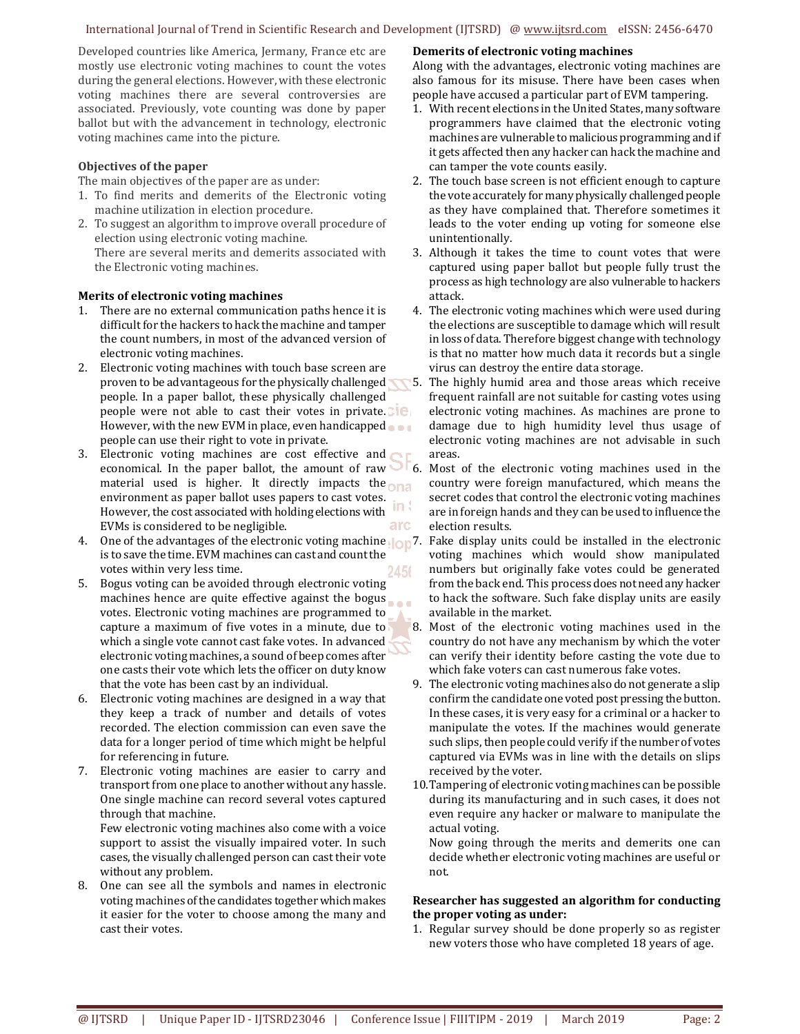Developed countries like America, Jermany, France etc are mostly use electronic voting machines to count the votes during the general elections. However, with these electronic voting machines there are several controversies are associated. Previously, vote counting was done by paper ballot but with the advancement in technology, electronic voting machines came into the picture.

**Objectives of the paper**

The main objectives of the paper are as under:

1. To find merits and demerits of the Electronic voting machine utilization in election procedure.
2. To suggest an algorithm to improve overall procedure of election using electronic voting machine.

   There are several merits and demerits associated with the Electronic voting machines.

**Merits of electronic voting machines**

1. There are no external communication paths hence it is difficult for the hackers to hack the machine and tamper the count numbers, in most of the advanced version of electronic voting machines.
2. Electronic voting machines with touch base screen are proven to be advantageous for the physically challenged people. In a paper ballot, these physically challenged people were not able to cast their votes in private. However, with the new EVM in place, even handicapped people can use their right to vote in private.
3. Electronic voting machines are cost effective and economical. In the paper ballot, the amount of raw material used is higher. It directly impacts the environment as paper ballot uses papers to cast votes. However, the cost associated with holding elections with EVMs is considered to be negligible.
4. One of the advantages of the electronic voting machine is to save the time. EVM machines can cast and count the votes within very less time.
5. Bogus voting can be avoided through electronic voting machines hence are quite effective against the bogus votes. Electronic voting machines are programmed to capture a maximum of five votes in a minute, due to which a single vote cannot cast fake votes. In advanced electronic voting machines, a sound of beep comes after one casts their vote which lets the officer on duty know that the vote has been cast by an individual.
6. Electronic voting machines are designed in a way that they keep a track of number and details of votes recorded. The election commission can even save the data for a longer period of time which might be helpful for referencing in future.
7. Electronic voting machines are easier to carry and transport from one place to another without any hassle. One single machine can record several votes captured through that machine.

   Few electronic voting machines also come with a voice support to assist the visually impaired voter. In such cases, the visually challenged person can cast their vote without any problem.
8. One can see all the symbols and names in electronic voting machines of the candidates together which makes it easier for the voter to choose among the many and cast their votes.

**Demerits of electronic voting machines**

Along with the advantages, electronic voting machines are also famous for its misuse. There have been cases when people have accused a particular part of EVM tampering.

1. With recent elections in the United States, many software programmers have claimed that the electronic voting machines are vulnerable to malicious programming and if it gets affected then any hacker can hack the machine and can tamper the vote counts easily.
2. The touch base screen is not efficient enough to capture the vote accurately for many physically challenged people as they have complained that. Therefore sometimes it leads to the voter ending up voting for someone else unintentionally.
3. Although it takes the time to count votes that were captured using paper ballot but people fully trust the process as high technology are also vulnerable to hackers attack.
4. The electronic voting machines which were used during the elections are susceptible to damage which will result in loss of data. Therefore biggest change with technology is that no matter how much data it records but a single virus can destroy the entire data storage.
5. The highly humid area and those areas which receive frequent rainfall are not suitable for casting votes using electronic voting machines. As machines are prone to damage due to high humidity level thus usage of electronic voting machines are not advisable in such areas.
6. Most of the electronic voting machines used in the country were foreign manufactured, which means the secret codes that control the electronic voting machines are in foreign hands and they can be used to influence the election results.
7. Fake display units could be installed in the electronic voting machines which would show manipulated numbers but originally fake votes could be generated from the back end. This process does not need any hacker to hack the software. Such fake display units are easily available in the market.
8. Most of the electronic voting machines used in the country do not have any mechanism by which the voter can verify their identity before casting the vote due to which fake voters can cast numerous fake votes.
9. The electronic voting machines also do not generate a slip confirm the candidate one voted post pressing the button. In these cases, it is very easy for a criminal or a hacker to manipulate the votes. If the machines would generate such slips, then people could verify if the number of votes captured via EVMs was in line with the details on slips received by the voter.
10. Tampering of electronic voting machines can be possible during its manufacturing and in such cases, it does not even require any hacker or malware to manipulate the actual voting.

    Now going through the merits and demerits one can decide whether electronic voting machines are useful or not.

**Researcher has suggested an algorithm for conducting the proper voting as under:**

1. Regular survey should be done properly so as register new voters those who have completed 18 years of age.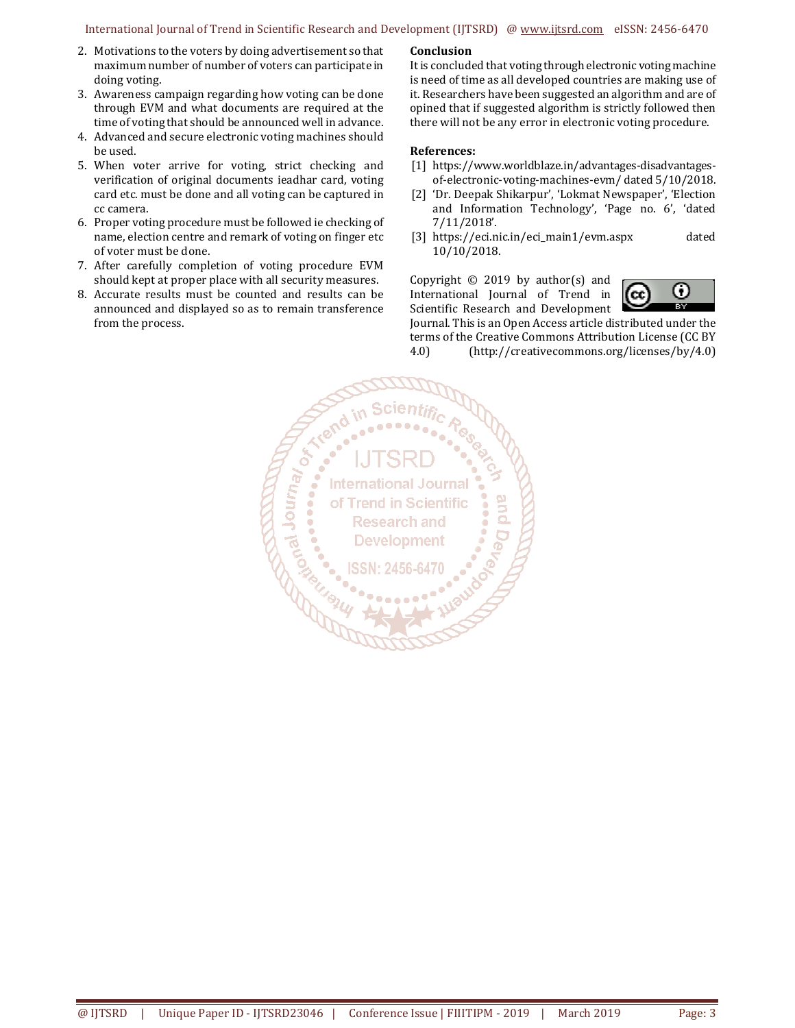2. Motivations to the voters by doing advertisement so that maximum number of number of voters can participate in doing voting.
3. Awareness campaign regarding how voting can be done through EVM and what documents are required at the time of voting that should be announced well in advance.
4. Advanced and secure electronic voting machines should be used.
5. When voter arrive for voting, strict checking and verification of original documents ieadhar card, voting card etc. must be done and all voting can be captured in cc camera.
6. Proper voting procedure must be followed ie checking of name, election centre and remark of voting on finger etc of voter must be done.
7. After carefully completion of voting procedure EVM should kept at proper place with all security measures.
8. Accurate results must be counted and results can be announced and displayed so as to remain transference from the process.

**Conclusion**

It is concluded that voting through electronic voting machine is need of time as all developed countries are making use of it. Researchers have been suggested an algorithm and are of opined that if suggested algorithm is strictly followed then there will not be any error in electronic voting procedure.

**References:**

[1] https://www.worldblaze.in/advantages-disadvantages-of-electronic-voting-machines-evm/ dated 5/10/2018.

[2] 'Dr. Deepak Shikarpur', 'Lokmat Newspaper', 'Election and Information Technology', 'Page no. 6', 'dated 7/11/2018'.

[3] https://eci.nic.in/eci_main1/evm.aspx dated 10/10/2018.

Copyright © 2019 by author(s) and International Journal of Trend in Scientific Research and Development Journal. This is an Open Access article distributed under the terms of the Creative Commons Attribution License (CC BY 4.0) (http://creativecommons.org/licenses/by/4.0)